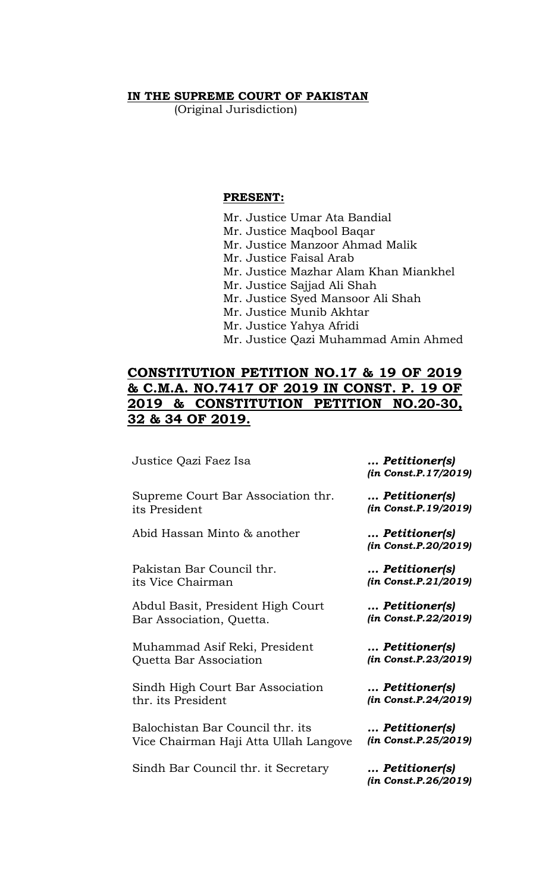**IN THE SUPREME COURT OF PAKISTAN**
(Original Jurisdiction)

**PRESENT:**

Mr. Justice Umar Ata Bandial
Mr. Justice Maqbool Baqar
Mr. Justice Manzoor Ahmad Malik
Mr. Justice Faisal Arab
Mr. Justice Mazhar Alam Khan Miankhel
Mr. Justice Sajjad Ali Shah
Mr. Justice Syed Mansoor Ali Shah
Mr. Justice Munib Akhtar
Mr. Justice Yahya Afridi
Mr. Justice Qazi Muhammad Amin Ahmed

## CONSTITUTION PETITION NO.17 & 19 OF 2019 & C.M.A. NO.7417 OF 2019 IN CONST. P. 19 OF 2019 & CONSTITUTION PETITION NO.20-30, 32 & 34 OF 2019.

| | |
|---|---|
| Justice Qazi Faez Isa | ***… Petitioner(s)*** *(in Const.P.17/2019)* |
| Supreme Court Bar Association thr. its President | ***… Petitioner(s)*** *(in Const.P.19/2019)* |
| Abid Hassan Minto & another | ***… Petitioner(s)*** *(in Const.P.20/2019)* |
| Pakistan Bar Council thr. its Vice Chairman | ***… Petitioner(s)*** *(in Const.P.21/2019)* |
| Abdul Basit, President High Court Bar Association, Quetta. | ***… Petitioner(s)*** *(in Const.P.22/2019)* |
| Muhammad Asif Reki, President Quetta Bar Association | ***… Petitioner(s)*** *(in Const.P.23/2019)* |
| Sindh High Court Bar Association thr. its President | ***… Petitioner(s)*** *(in Const.P.24/2019)* |
| Balochistan Bar Council thr. its Vice Chairman Haji Atta Ullah Langove | ***… Petitioner(s)*** *(in Const.P.25/2019)* |
| Sindh Bar Council thr. it Secretary | ***… Petitioner(s)*** *(in Const.P.26/2019)* |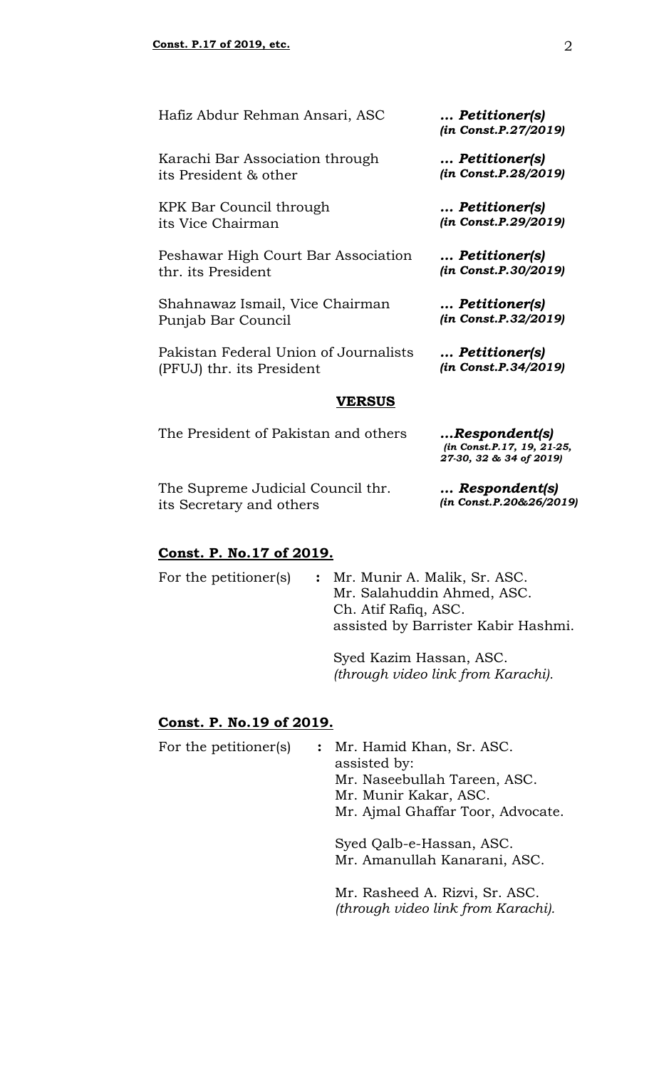| | |
|---|---|
| Hafiz Abdur Rehman Ansari, ASC | ***... Petitioner(s)*** ***(in Const.P.27/2019)*** |
| Karachi Bar Association through its President & other | ***... Petitioner(s)*** ***(in Const.P.28/2019)*** |
| KPK Bar Council through its Vice Chairman | ***... Petitioner(s)*** ***(in Const.P.29/2019)*** |
| Peshawar High Court Bar Association thr. its President | ***... Petitioner(s)*** ***(in Const.P.30/2019)*** |
| Shahnawaz Ismail, Vice Chairman Punjab Bar Council | ***... Petitioner(s)*** ***(in Const.P.32/2019)*** |
| Pakistan Federal Union of Journalists (PFUJ) thr. its President | ***... Petitioner(s)*** ***(in Const.P.34/2019)*** |

**VERSUS**

| | |
|---|---|
| The President of Pakistan and others | ***...Respondent(s)*** ***(in Const.P.17, 19, 21-25, 27-30, 32 & 34 of 2019)*** |
| The Supreme Judicial Council thr. its Secretary and others | ***... Respondent(s)*** ***(in Const.P.20&26/2019)*** |

**Const. P. No.17 of 2019.**

For the petitioner(s) **:** Mr. Munir A. Malik, Sr. ASC.
Mr. Salahuddin Ahmed, ASC.
Ch. Atif Rafiq, ASC.
assisted by Barrister Kabir Hashmi.

Syed Kazim Hassan, ASC.
*(through video link from Karachi).*

**Const. P. No.19 of 2019.**

For the petitioner(s) **:** Mr. Hamid Khan, Sr. ASC.
assisted by:
Mr. Naseebullah Tareen, ASC.
Mr. Munir Kakar, ASC.
Mr. Ajmal Ghaffar Toor, Advocate.

Syed Qalb-e-Hassan, ASC.
Mr. Amanullah Kanarani, ASC.

Mr. Rasheed A. Rizvi, Sr. ASC.
*(through video link from Karachi).*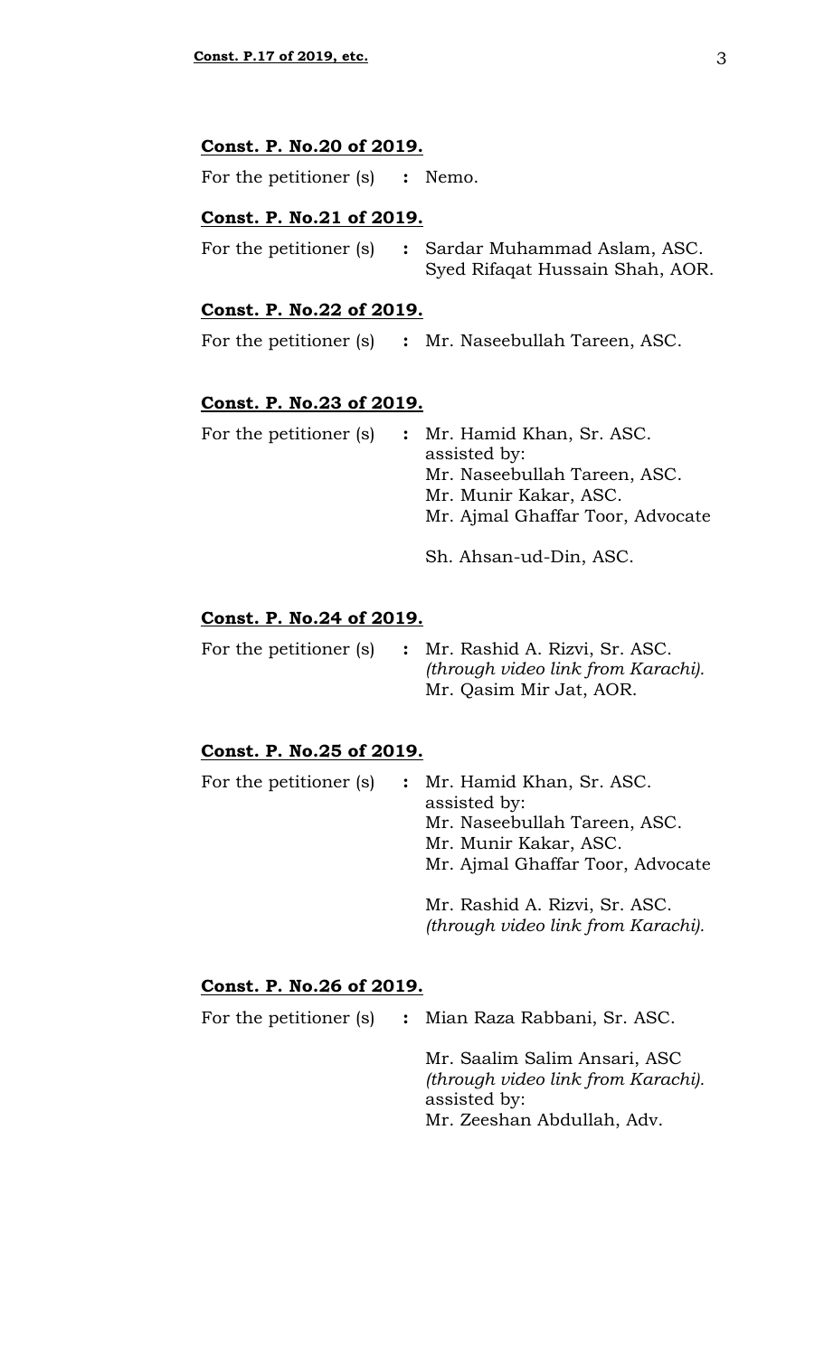**Const. P. No.20 of 2019.**

For the petitioner (s) **:** Nemo.

**Const. P. No.21 of 2019.**

For the petitioner (s) **:** Sardar Muhammad Aslam, ASC.
Syed Rifaqat Hussain Shah, AOR.

**Const. P. No.22 of 2019.**

For the petitioner (s) **:** Mr. Naseebullah Tareen, ASC.

**Const. P. No.23 of 2019.**

For the petitioner (s) **:** Mr. Hamid Khan, Sr. ASC.
assisted by:
Mr. Naseebullah Tareen, ASC.
Mr. Munir Kakar, ASC.
Mr. Ajmal Ghaffar Toor, Advocate

Sh. Ahsan-ud-Din, ASC.

**Const. P. No.24 of 2019.**

For the petitioner (s) **:** Mr. Rashid A. Rizvi, Sr. ASC.
*(through video link from Karachi).*
Mr. Qasim Mir Jat, AOR.

**Const. P. No.25 of 2019.**

For the petitioner (s) **:** Mr. Hamid Khan, Sr. ASC.
assisted by:
Mr. Naseebullah Tareen, ASC.
Mr. Munir Kakar, ASC.
Mr. Ajmal Ghaffar Toor, Advocate

Mr. Rashid A. Rizvi, Sr. ASC.
*(through video link from Karachi).*

**Const. P. No.26 of 2019.**

For the petitioner (s) **:** Mian Raza Rabbani, Sr. ASC.

Mr. Saalim Salim Ansari, ASC
*(through video link from Karachi).*
assisted by:
Mr. Zeeshan Abdullah, Adv.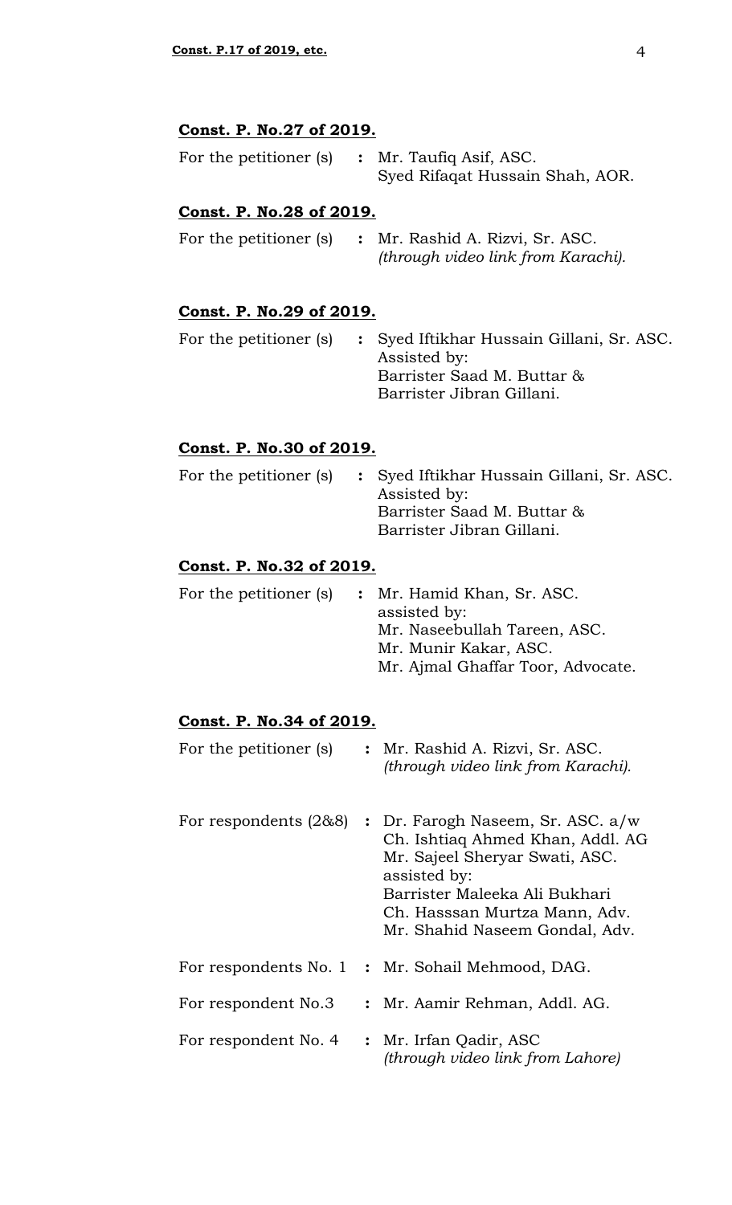**Const. P. No.27 of 2019.**

| | | |
|---|---|---|
| For the petitioner (s) | **:** | Mr. Taufiq Asif, ASC.<br>Syed Rifaqat Hussain Shah, AOR. |

**Const. P. No.28 of 2019.**

| | | |
|---|---|---|
| For the petitioner (s) | **:** | Mr. Rashid A. Rizvi, Sr. ASC.<br>*(through video link from Karachi).* |

**Const. P. No.29 of 2019.**

| | | |
|---|---|---|
| For the petitioner (s) | **:** | Syed Iftikhar Hussain Gillani, Sr. ASC.<br>Assisted by:<br>Barrister Saad M. Buttar &<br>Barrister Jibran Gillani. |

**Const. P. No.30 of 2019.**

| | | |
|---|---|---|
| For the petitioner (s) | **:** | Syed Iftikhar Hussain Gillani, Sr. ASC.<br>Assisted by:<br>Barrister Saad M. Buttar &<br>Barrister Jibran Gillani. |

**Const. P. No.32 of 2019.**

| | | |
|---|---|---|
| For the petitioner (s) | **:** | Mr. Hamid Khan, Sr. ASC.<br>assisted by:<br>Mr. Naseebullah Tareen, ASC.<br>Mr. Munir Kakar, ASC.<br>Mr. Ajmal Ghaffar Toor, Advocate. |

**Const. P. No.34 of 2019.**

| | | |
|---|---|---|
| For the petitioner (s) | **:** | Mr. Rashid A. Rizvi, Sr. ASC.<br>*(through video link from Karachi).* |
| For respondents (2&8) | **:** | Dr. Farogh Naseem, Sr. ASC. a/w<br>Ch. Ishtiaq Ahmed Khan, Addl. AG<br>Mr. Sajeel Sheryar Swati, ASC.<br>assisted by:<br>Barrister Maleeka Ali Bukhari<br>Ch. Hasssan Murtza Mann, Adv.<br>Mr. Shahid Naseem Gondal, Adv. |
| For respondents No. 1 | **:** | Mr. Sohail Mehmood, DAG. |
| For respondent No.3 | **:** | Mr. Aamir Rehman, Addl. AG. |
| For respondent No. 4 | **:** | Mr. Irfan Qadir, ASC<br>*(through video link from Lahore)* |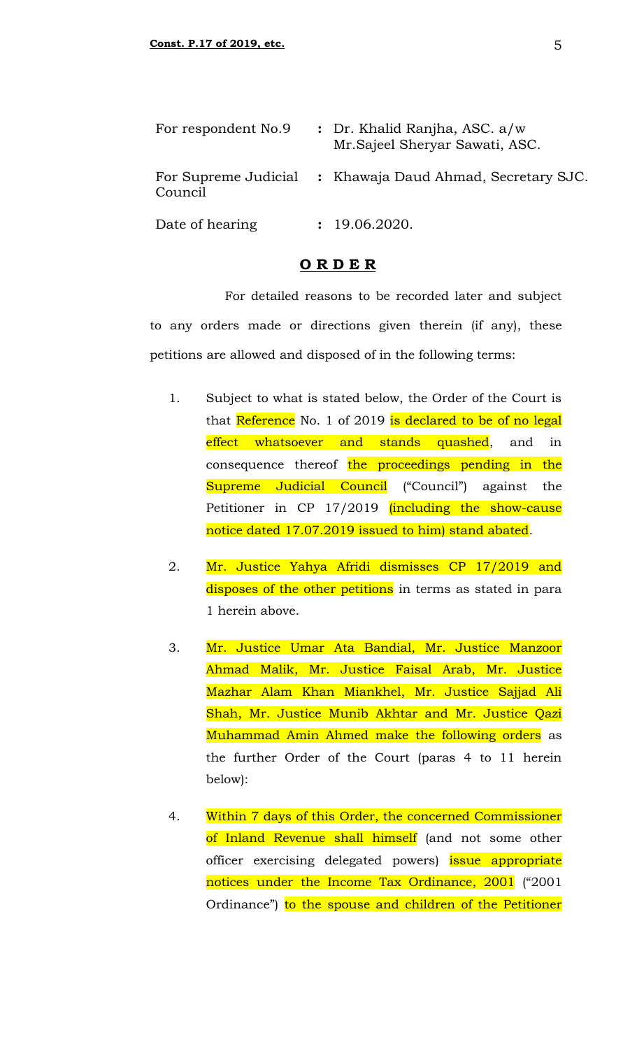| | | |
|---|---|---|
| For respondent No.9 | : | Dr. Khalid Ranjha, ASC. a/w Mr.Sajeel Sheryar Sawati, ASC. |
| For Supreme Judicial Council | : | Khawaja Daud Ahmad, Secretary SJC. |
| Date of hearing | : | 19.06.2020. |

## **ORDER**

For detailed reasons to be recorded later and subject to any orders made or directions given therein (if any), these petitions are allowed and disposed of in the following terms:

1. Subject to what is stated below, the Order of the Court is that Reference No. 1 of 2019 is declared to be of no legal effect whatsoever and stands quashed, and in consequence thereof the proceedings pending in the Supreme Judicial Council ("Council") against the Petitioner in CP 17/2019 (including the show-cause notice dated 17.07.2019 issued to him) stand abated.

2. Mr. Justice Yahya Afridi dismisses CP 17/2019 and disposes of the other petitions in terms as stated in para 1 herein above.

3. Mr. Justice Umar Ata Bandial, Mr. Justice Manzoor Ahmad Malik, Mr. Justice Faisal Arab, Mr. Justice Mazhar Alam Khan Miankhel, Mr. Justice Sajjad Ali Shah, Mr. Justice Munib Akhtar and Mr. Justice Qazi Muhammad Amin Ahmed make the following orders as the further Order of the Court (paras 4 to 11 herein below):

4. Within 7 days of this Order, the concerned Commissioner of Inland Revenue shall himself (and not some other officer exercising delegated powers) issue appropriate notices under the Income Tax Ordinance, 2001 ("2001 Ordinance") to the spouse and children of the Petitioner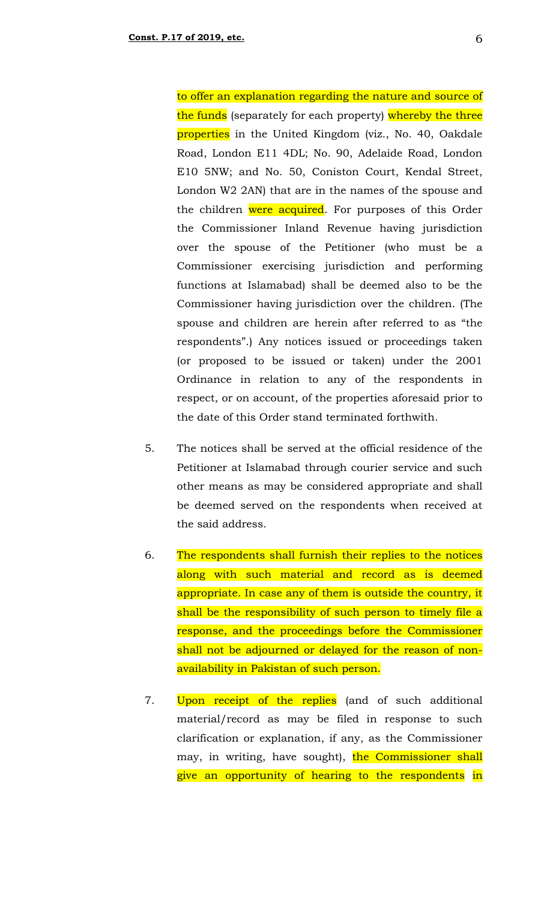to offer an explanation regarding the nature and source of the funds (separately for each property) whereby the three properties in the United Kingdom (viz., No. 40, Oakdale Road, London E11 4DL; No. 90, Adelaide Road, London E10 5NW; and No. 50, Coniston Court, Kendal Street, London W2 2AN) that are in the names of the spouse and the children were acquired. For purposes of this Order the Commissioner Inland Revenue having jurisdiction over the spouse of the Petitioner (who must be a Commissioner exercising jurisdiction and performing functions at Islamabad) shall be deemed also to be the Commissioner having jurisdiction over the children. (The spouse and children are herein after referred to as "the respondents".) Any notices issued or proceedings taken (or proposed to be issued or taken) under the 2001 Ordinance in relation to any of the respondents in respect, or on account, of the properties aforesaid prior to the date of this Order stand terminated forthwith.

5. The notices shall be served at the official residence of the Petitioner at Islamabad through courier service and such other means as may be considered appropriate and shall be deemed served on the respondents when received at the said address.

6. The respondents shall furnish their replies to the notices along with such material and record as is deemed appropriate. In case any of them is outside the country, it shall be the responsibility of such person to timely file a response, and the proceedings before the Commissioner shall not be adjourned or delayed for the reason of non-availability in Pakistan of such person.

7. Upon receipt of the replies (and of such additional material/record as may be filed in response to such clarification or explanation, if any, as the Commissioner may, in writing, have sought), the Commissioner shall give an opportunity of hearing to the respondents in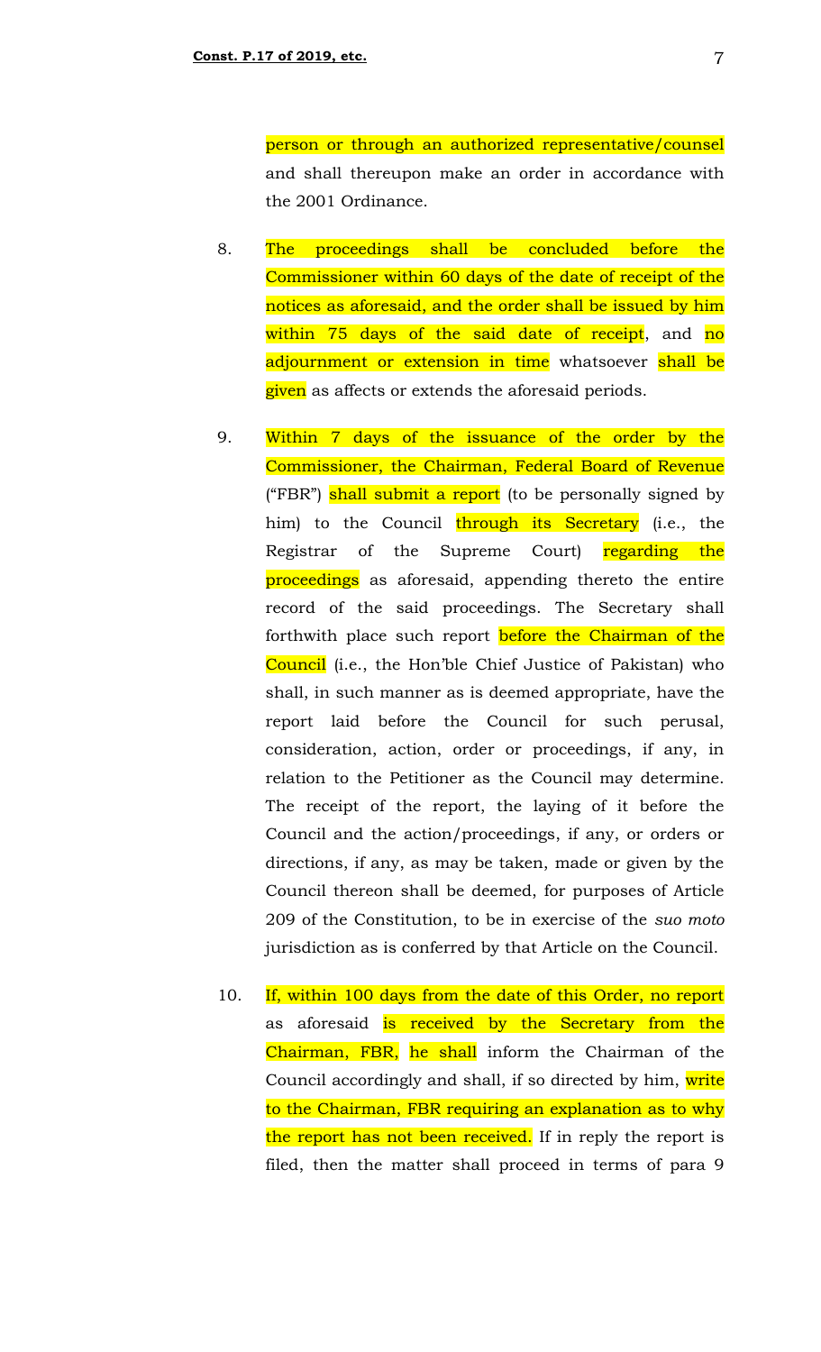person or through an authorized representative/counsel and shall thereupon make an order in accordance with the 2001 Ordinance.

8. The proceedings shall be concluded before the Commissioner within 60 days of the date of receipt of the notices as aforesaid, and the order shall be issued by him within 75 days of the said date of receipt, and no adjournment or extension in time whatsoever shall be given as affects or extends the aforesaid periods.

9. Within 7 days of the issuance of the order by the Commissioner, the Chairman, Federal Board of Revenue ("FBR") shall submit a report (to be personally signed by him) to the Council through its Secretary (i.e., the Registrar of the Supreme Court) regarding the proceedings as aforesaid, appending thereto the entire record of the said proceedings. The Secretary shall forthwith place such report before the Chairman of the Council (i.e., the Hon'ble Chief Justice of Pakistan) who shall, in such manner as is deemed appropriate, have the report laid before the Council for such perusal, consideration, action, order or proceedings, if any, in relation to the Petitioner as the Council may determine. The receipt of the report, the laying of it before the Council and the action/proceedings, if any, or orders or directions, if any, as may be taken, made or given by the Council thereon shall be deemed, for purposes of Article 209 of the Constitution, to be in exercise of the *suo moto* jurisdiction as is conferred by that Article on the Council.

10. If, within 100 days from the date of this Order, no report as aforesaid is received by the Secretary from the Chairman, FBR, he shall inform the Chairman of the Council accordingly and shall, if so directed by him, write to the Chairman, FBR requiring an explanation as to why the report has not been received. If in reply the report is filed, then the matter shall proceed in terms of para 9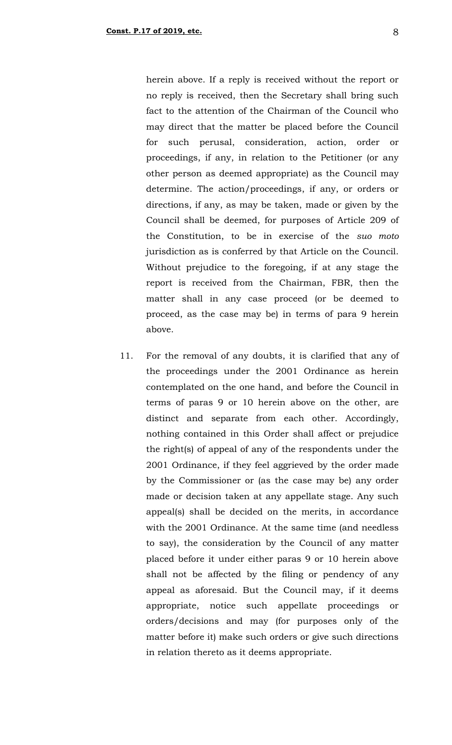herein above. If a reply is received without the report or no reply is received, then the Secretary shall bring such fact to the attention of the Chairman of the Council who may direct that the matter be placed before the Council for such perusal, consideration, action, order or proceedings, if any, in relation to the Petitioner (or any other person as deemed appropriate) as the Council may determine. The action/proceedings, if any, or orders or directions, if any, as may be taken, made or given by the Council shall be deemed, for purposes of Article 209 of the Constitution, to be in exercise of the *suo moto* jurisdiction as is conferred by that Article on the Council. Without prejudice to the foregoing, if at any stage the report is received from the Chairman, FBR, then the matter shall in any case proceed (or be deemed to proceed, as the case may be) in terms of para 9 herein above.

11. For the removal of any doubts, it is clarified that any of the proceedings under the 2001 Ordinance as herein contemplated on the one hand, and before the Council in terms of paras 9 or 10 herein above on the other, are distinct and separate from each other. Accordingly, nothing contained in this Order shall affect or prejudice the right(s) of appeal of any of the respondents under the 2001 Ordinance, if they feel aggrieved by the order made by the Commissioner or (as the case may be) any order made or decision taken at any appellate stage. Any such appeal(s) shall be decided on the merits, in accordance with the 2001 Ordinance. At the same time (and needless to say), the consideration by the Council of any matter placed before it under either paras 9 or 10 herein above shall not be affected by the filing or pendency of any appeal as aforesaid. But the Council may, if it deems appropriate, notice such appellate proceedings or orders/decisions and may (for purposes only of the matter before it) make such orders or give such directions in relation thereto as it deems appropriate.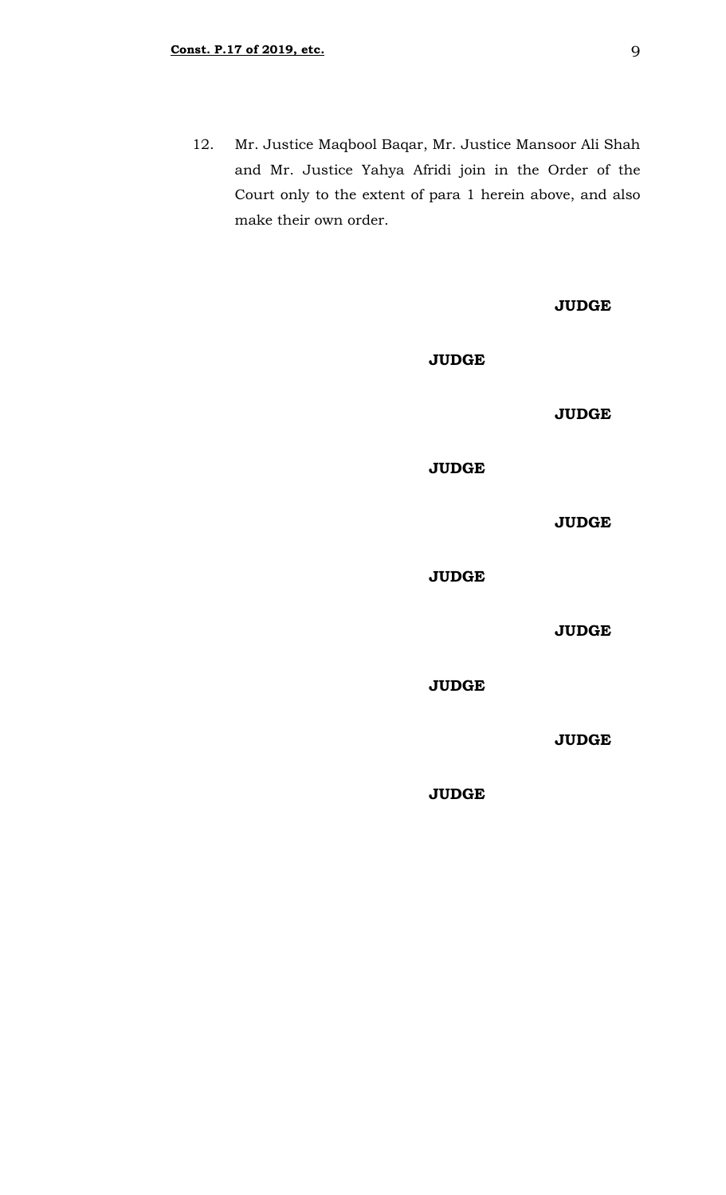12. Mr. Justice Maqbool Baqar, Mr. Justice Mansoor Ali Shah and Mr. Justice Yahya Afridi join in the Order of the Court only to the extent of para 1 herein above, and also make their own order.

**JUDGE**

**JUDGE**

**JUDGE**

**JUDGE**

**JUDGE**

**JUDGE**

**JUDGE**

**JUDGE**

**JUDGE**

**JUDGE**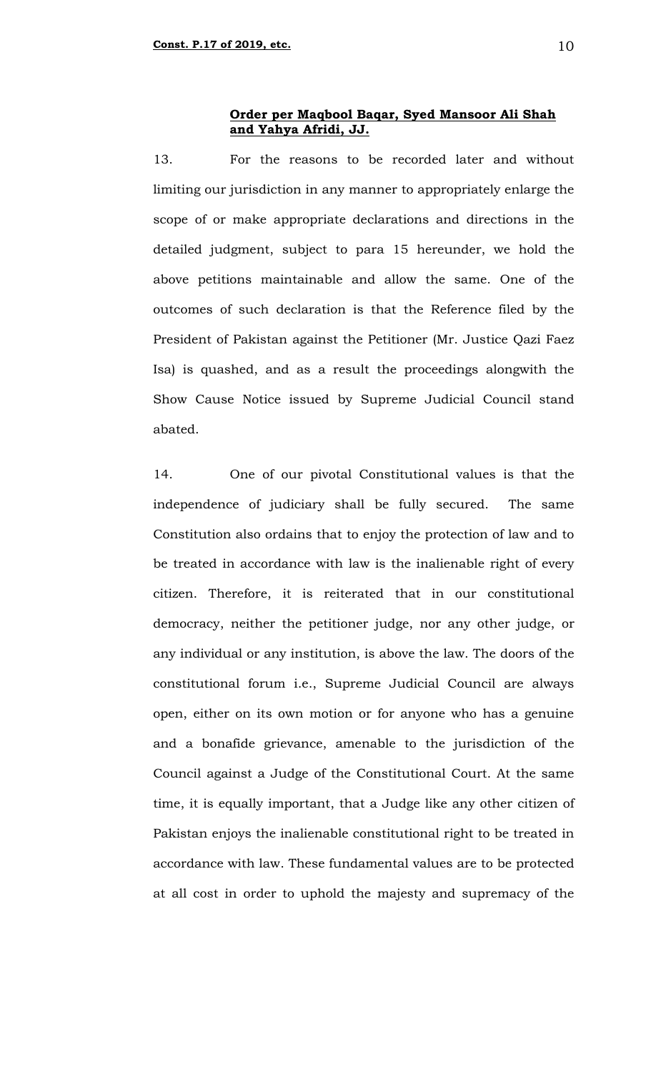**Order per Maqbool Baqar, Syed Mansoor Ali Shah and Yahya Afridi, JJ.**

13. For the reasons to be recorded later and without limiting our jurisdiction in any manner to appropriately enlarge the scope of or make appropriate declarations and directions in the detailed judgment, subject to para 15 hereunder, we hold the above petitions maintainable and allow the same. One of the outcomes of such declaration is that the Reference filed by the President of Pakistan against the Petitioner (Mr. Justice Qazi Faez Isa) is quashed, and as a result the proceedings alongwith the Show Cause Notice issued by Supreme Judicial Council stand abated.

14. One of our pivotal Constitutional values is that the independence of judiciary shall be fully secured. The same Constitution also ordains that to enjoy the protection of law and to be treated in accordance with law is the inalienable right of every citizen. Therefore, it is reiterated that in our constitutional democracy, neither the petitioner judge, nor any other judge, or any individual or any institution, is above the law. The doors of the constitutional forum i.e., Supreme Judicial Council are always open, either on its own motion or for anyone who has a genuine and a bonafide grievance, amenable to the jurisdiction of the Council against a Judge of the Constitutional Court. At the same time, it is equally important, that a Judge like any other citizen of Pakistan enjoys the inalienable constitutional right to be treated in accordance with law. These fundamental values are to be protected at all cost in order to uphold the majesty and supremacy of the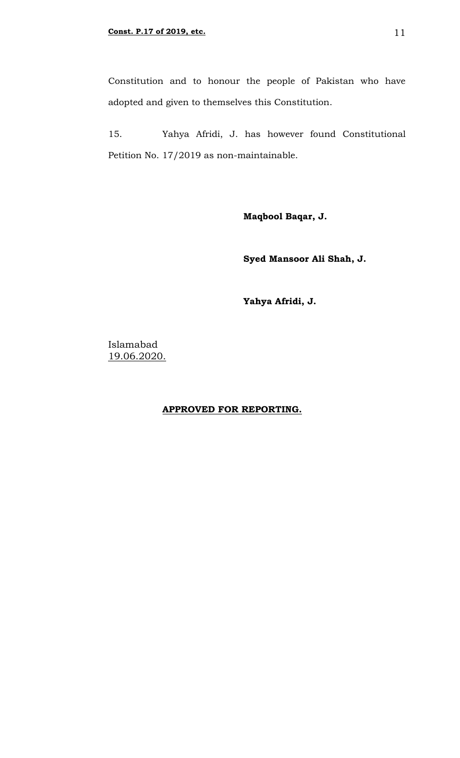Constitution and to honour the people of Pakistan who have adopted and given to themselves this Constitution.

15. Yahya Afridi, J. has however found Constitutional Petition No. 17/2019 as non-maintainable.

**Maqbool Baqar, J.**

**Syed Mansoor Ali Shah, J.**

**Yahya Afridi, J.**

Islamabad
19.06.2020.

**APPROVED FOR REPORTING.**